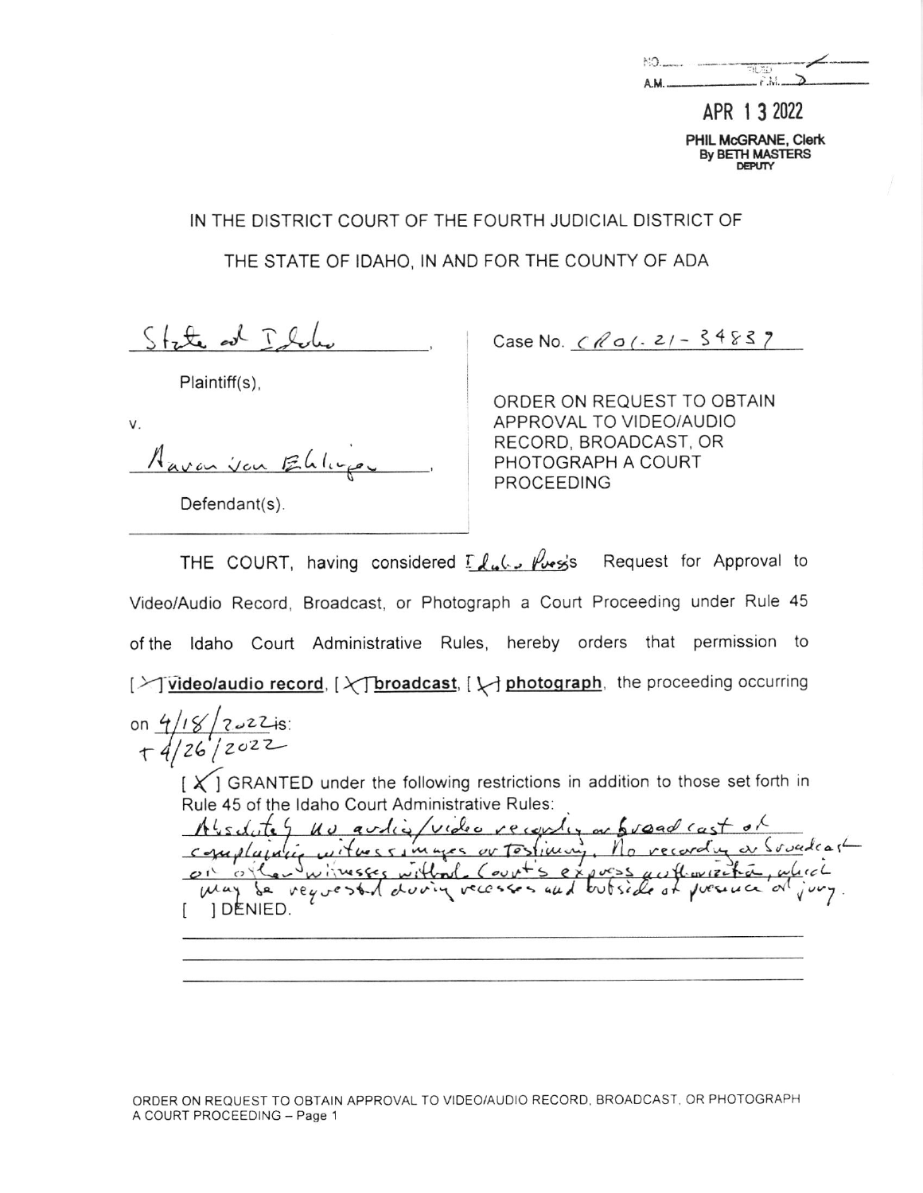NO. ____ FILED ____
A.M. ____ P.M. ____

APR 1 3 2022

PHIL McGRANE, Clerk
By BETH MASTERS
DEPUTY

IN THE DISTRICT COURT OF THE FOURTH JUDICIAL DISTRICT OF

THE STATE OF IDAHO, IN AND FOR THE COUNTY OF ADA

| | |
|---|---|
| State of Idaho, <br> Plaintiff(s), <br> v. <br> Aaron von Ehlinger, <br> Defendant(s). | Case No. CR01-21-34837 <br> ORDER ON REQUEST TO OBTAIN APPROVAL TO VIDEO/AUDIO RECORD, BROADCAST, OR PHOTOGRAPH A COURT PROCEEDING |

THE COURT, having considered Idaho Press's Request for Approval to Video/Audio Record, Broadcast, or Photograph a Court Proceeding under Rule 45 of the Idaho Court Administrative Rules, hereby orders that permission to [X] **video/audio record**, [X] **broadcast**, [X] **photograph**, the proceeding occurring on 4/18/2022 + 4/26/2022 is:

[X] GRANTED under the following restrictions in addition to those set forth in Rule 45 of the Idaho Court Administrative Rules:
Absolutely no audio/video recording or broadcast of complaining witness's images or testimony. No recording or broadcast of other witnesses without Court's express authorization, which may be requested during recesses and outside of presence of jury.

[ ] DENIED.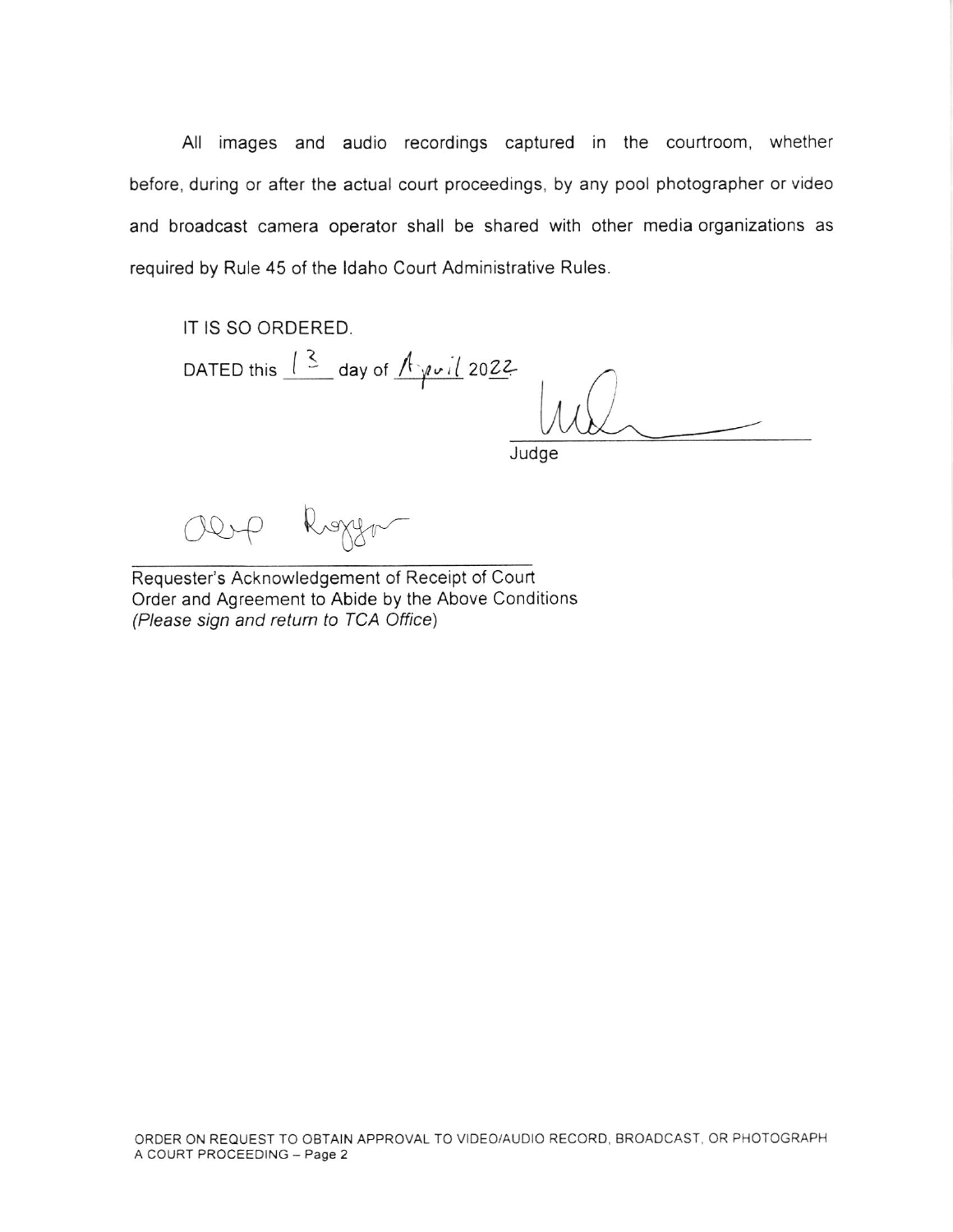All images and audio recordings captured in the courtroom, whether before, during or after the actual court proceedings, by any pool photographer or video and broadcast camera operator shall be shared with other media organizations as required by Rule 45 of the Idaho Court Administrative Rules.

IT IS SO ORDERED.

DATED this 13 day of April 2022

_______________________________
Judge

_______________________________
Requester's Acknowledgement of Receipt of Court Order and Agreement to Abide by the Above Conditions
*(Please sign and return to TCA Office)*